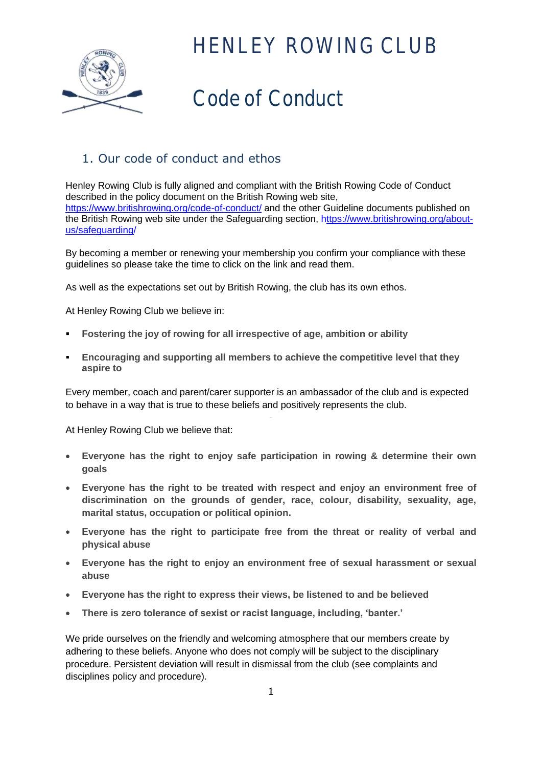# HENLEY ROWING CLUB

# Code of Conduct

## 1. Our code of conduct and ethos

Henley Rowing Club is fully aligned and compliant with the British Rowing Code of Conduct described in the policy document on the British Rowing web site, https://www.britishrowing.org/code-of-conduct/ and the other Guideline documents published on the British Rowing web site under the Safeguarding section, https://www.britishrowing.org/about-us/safeguarding/

By becoming a member or renewing your membership you confirm your compliance with these guidelines so please take the time to click on the link and read them.

As well as the expectations set out by British Rowing, the club has its own ethos.

At Henley Rowing Club we believe in:

- **Fostering the joy of rowing for all irrespective of age, ambition or ability**
- **Encouraging and supporting all members to achieve the competitive level that they aspire to**

Every member, coach and parent/carer supporter is an ambassador of the club and is expected to behave in a way that is true to these beliefs and positively represents the club.

At Henley Rowing Club we believe that:

- **Everyone has the right to enjoy safe participation in rowing & determine their own goals**
- **Everyone has the right to be treated with respect and enjoy an environment free of discrimination on the grounds of gender, race, colour, disability, sexuality, age, marital status, occupation or political opinion.**
- **Everyone has the right to participate free from the threat or reality of verbal and physical abuse**
- **Everyone has the right to enjoy an environment free of sexual harassment or sexual abuse**
- **Everyone has the right to express their views, be listened to and be believed**
- **There is zero tolerance of sexist or racist language, including, 'banter.'**

We pride ourselves on the friendly and welcoming atmosphere that our members create by adhering to these beliefs. Anyone who does not comply will be subject to the disciplinary procedure. Persistent deviation will result in dismissal from the club (see complaints and disciplines policy and procedure).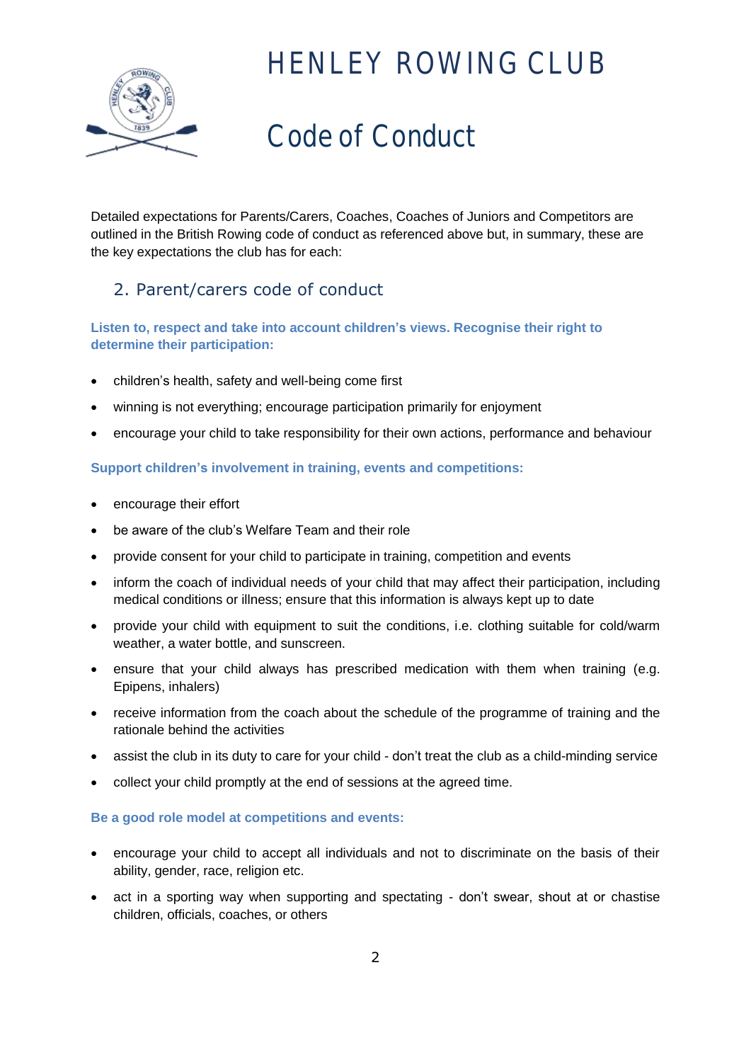Detailed expectations for Parents/Carers, Coaches, Coaches of Juniors and Competitors are outlined in the British Rowing code of conduct as referenced above but, in summary, these are the key expectations the club has for each:

## 2. Parent/carers code of conduct

**Listen to, respect and take into account children's views. Recognise their right to determine their participation:**

- children's health, safety and well-being come first
- winning is not everything; encourage participation primarily for enjoyment
- encourage your child to take responsibility for their own actions, performance and behaviour

**Support children's involvement in training, events and competitions:**

- encourage their effort
- be aware of the club's Welfare Team and their role
- provide consent for your child to participate in training, competition and events
- inform the coach of individual needs of your child that may affect their participation, including medical conditions or illness; ensure that this information is always kept up to date
- provide your child with equipment to suit the conditions, i.e. clothing suitable for cold/warm weather, a water bottle, and sunscreen.
- ensure that your child always has prescribed medication with them when training (e.g. Epipens, inhalers)
- receive information from the coach about the schedule of the programme of training and the rationale behind the activities
- assist the club in its duty to care for your child - don't treat the club as a child-minding service
- collect your child promptly at the end of sessions at the agreed time.

**Be a good role model at competitions and events:**

- encourage your child to accept all individuals and not to discriminate on the basis of their ability, gender, race, religion etc.
- act in a sporting way when supporting and spectating - don't swear, shout at or chastise children, officials, coaches, or others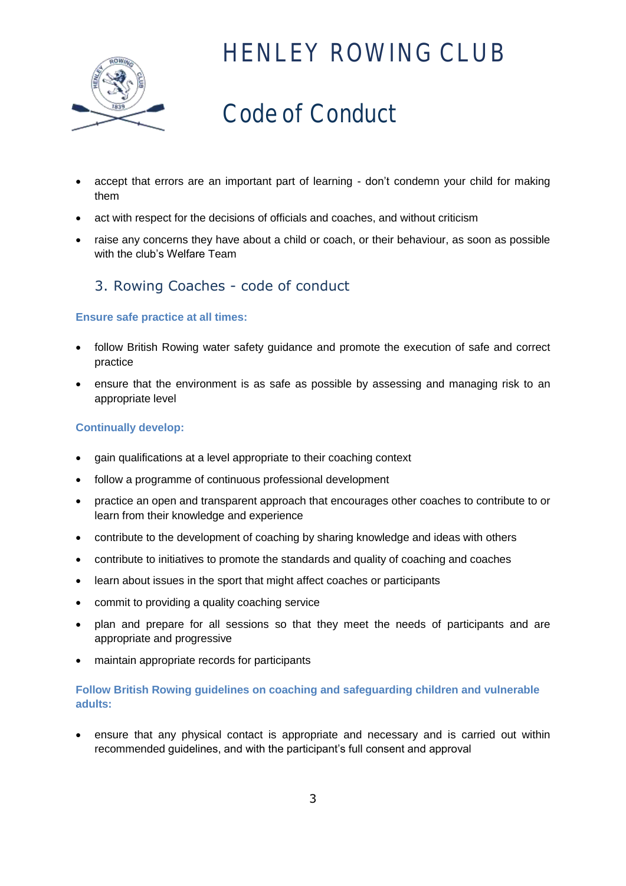- accept that errors are an important part of learning - don't condemn your child for making them
- act with respect for the decisions of officials and coaches, and without criticism
- raise any concerns they have about a child or coach, or their behaviour, as soon as possible with the club's Welfare Team

## 3. Rowing Coaches - code of conduct

**Ensure safe practice at all times:**

- follow British Rowing water safety guidance and promote the execution of safe and correct practice
- ensure that the environment is as safe as possible by assessing and managing risk to an appropriate level

**Continually develop:**

- gain qualifications at a level appropriate to their coaching context
- follow a programme of continuous professional development
- practice an open and transparent approach that encourages other coaches to contribute to or learn from their knowledge and experience
- contribute to the development of coaching by sharing knowledge and ideas with others
- contribute to initiatives to promote the standards and quality of coaching and coaches
- learn about issues in the sport that might affect coaches or participants
- commit to providing a quality coaching service
- plan and prepare for all sessions so that they meet the needs of participants and are appropriate and progressive
- maintain appropriate records for participants

**Follow British Rowing guidelines on coaching and safeguarding children and vulnerable adults:**

- ensure that any physical contact is appropriate and necessary and is carried out within recommended guidelines, and with the participant's full consent and approval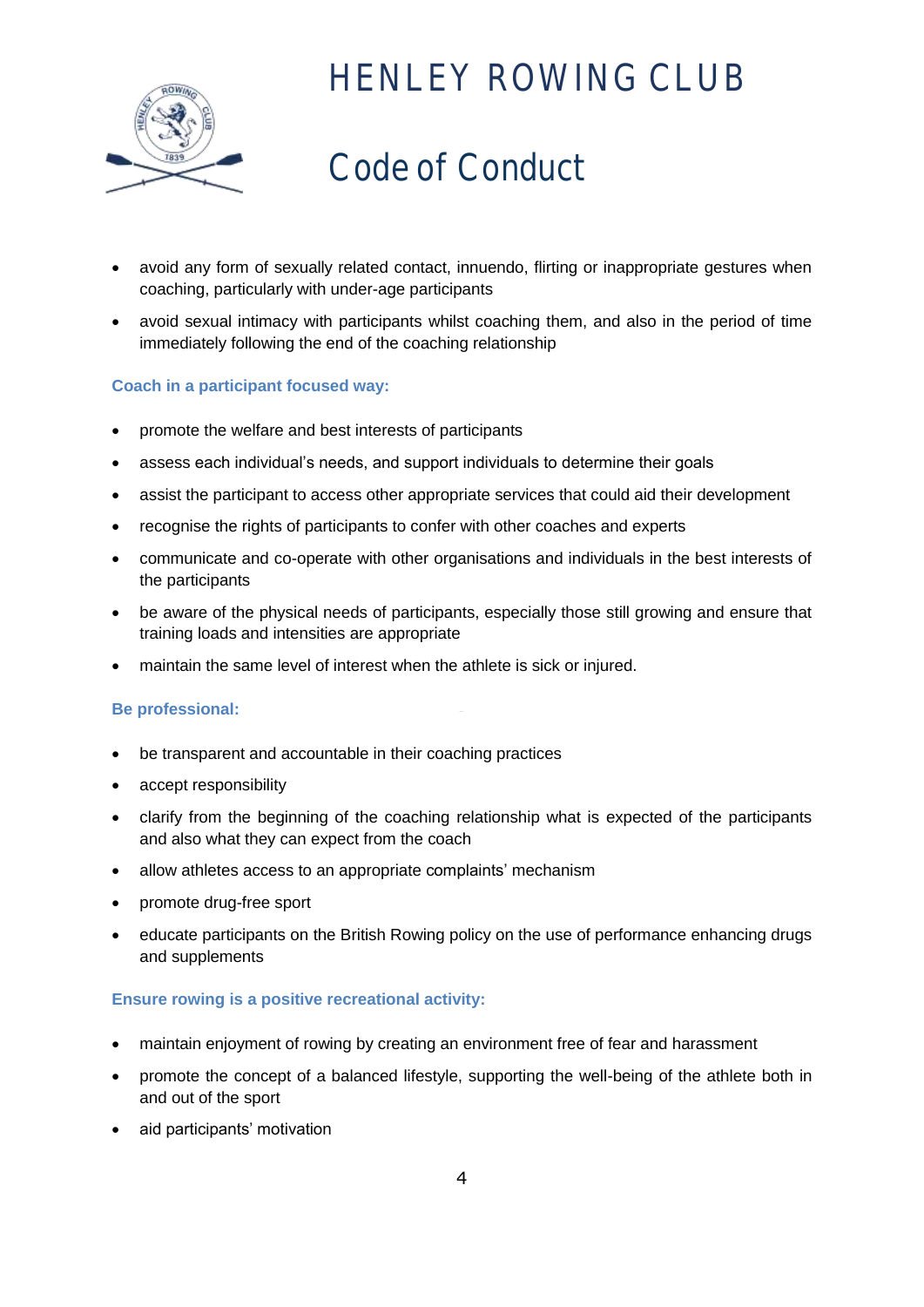- avoid any form of sexually related contact, innuendo, flirting or inappropriate gestures when coaching, particularly with under-age participants
- avoid sexual intimacy with participants whilst coaching them, and also in the period of time immediately following the end of the coaching relationship

**Coach in a participant focused way:**

- promote the welfare and best interests of participants
- assess each individual's needs, and support individuals to determine their goals
- assist the participant to access other appropriate services that could aid their development
- recognise the rights of participants to confer with other coaches and experts
- communicate and co-operate with other organisations and individuals in the best interests of the participants
- be aware of the physical needs of participants, especially those still growing and ensure that training loads and intensities are appropriate
- maintain the same level of interest when the athlete is sick or injured.

**Be professional:**

- be transparent and accountable in their coaching practices
- accept responsibility
- clarify from the beginning of the coaching relationship what is expected of the participants and also what they can expect from the coach
- allow athletes access to an appropriate complaints' mechanism
- promote drug-free sport
- educate participants on the British Rowing policy on the use of performance enhancing drugs and supplements

**Ensure rowing is a positive recreational activity:**

- maintain enjoyment of rowing by creating an environment free of fear and harassment
- promote the concept of a balanced lifestyle, supporting the well-being of the athlete both in and out of the sport
- aid participants' motivation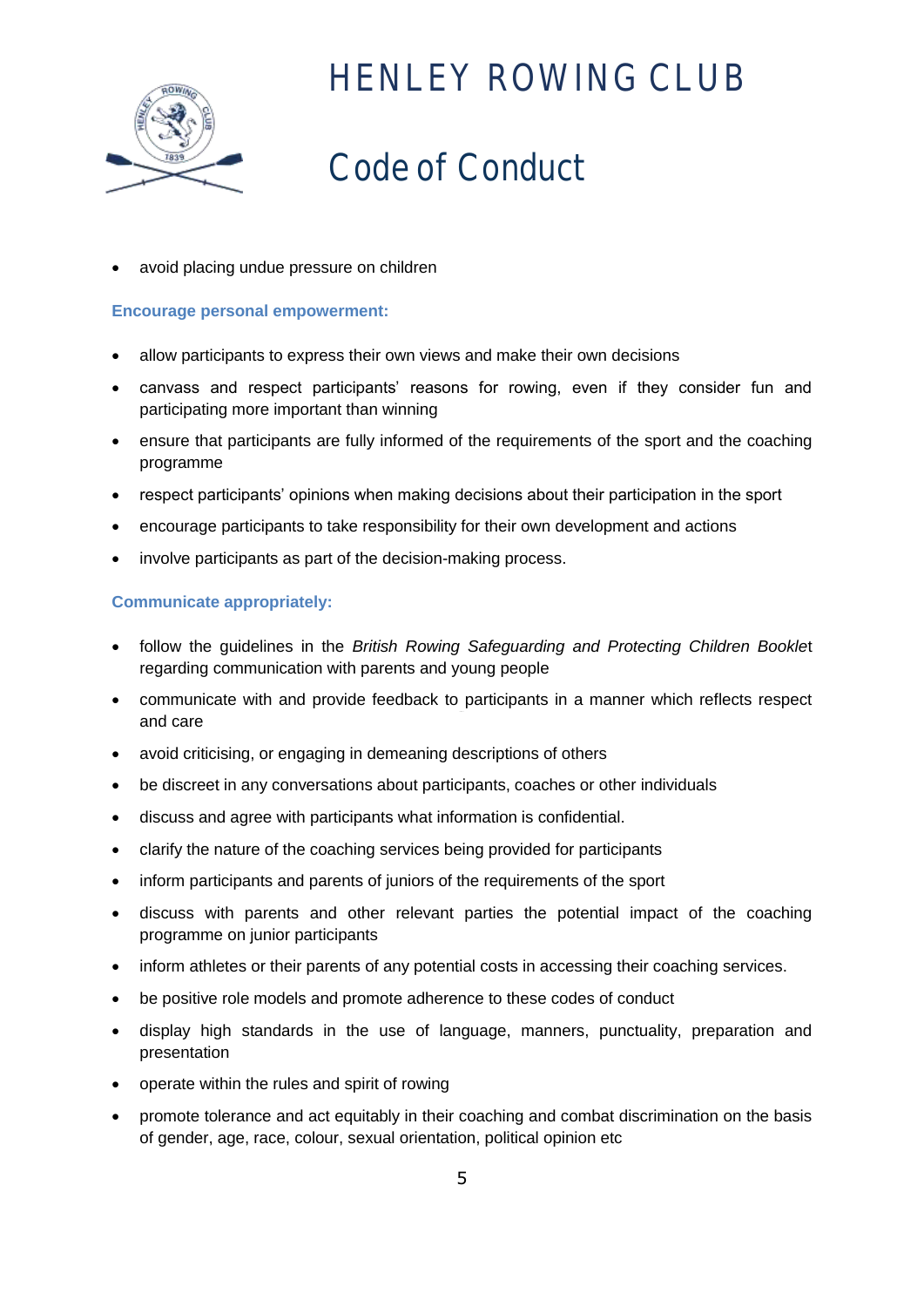- avoid placing undue pressure on children

**Encourage personal empowerment:**

- allow participants to express their own views and make their own decisions
- canvass and respect participants' reasons for rowing, even if they consider fun and participating more important than winning
- ensure that participants are fully informed of the requirements of the sport and the coaching programme
- respect participants' opinions when making decisions about their participation in the sport
- encourage participants to take responsibility for their own development and actions
- involve participants as part of the decision-making process.

**Communicate appropriately:**

- follow the guidelines in the *British Rowing Safeguarding and Protecting Children Booklet* regarding communication with parents and young people
- communicate with and provide feedback to participants in a manner which reflects respect and care
- avoid criticising, or engaging in demeaning descriptions of others
- be discreet in any conversations about participants, coaches or other individuals
- discuss and agree with participants what information is confidential.
- clarify the nature of the coaching services being provided for participants
- inform participants and parents of juniors of the requirements of the sport
- discuss with parents and other relevant parties the potential impact of the coaching programme on junior participants
- inform athletes or their parents of any potential costs in accessing their coaching services.
- be positive role models and promote adherence to these codes of conduct
- display high standards in the use of language, manners, punctuality, preparation and presentation
- operate within the rules and spirit of rowing
- promote tolerance and act equitably in their coaching and combat discrimination on the basis of gender, age, race, colour, sexual orientation, political opinion etc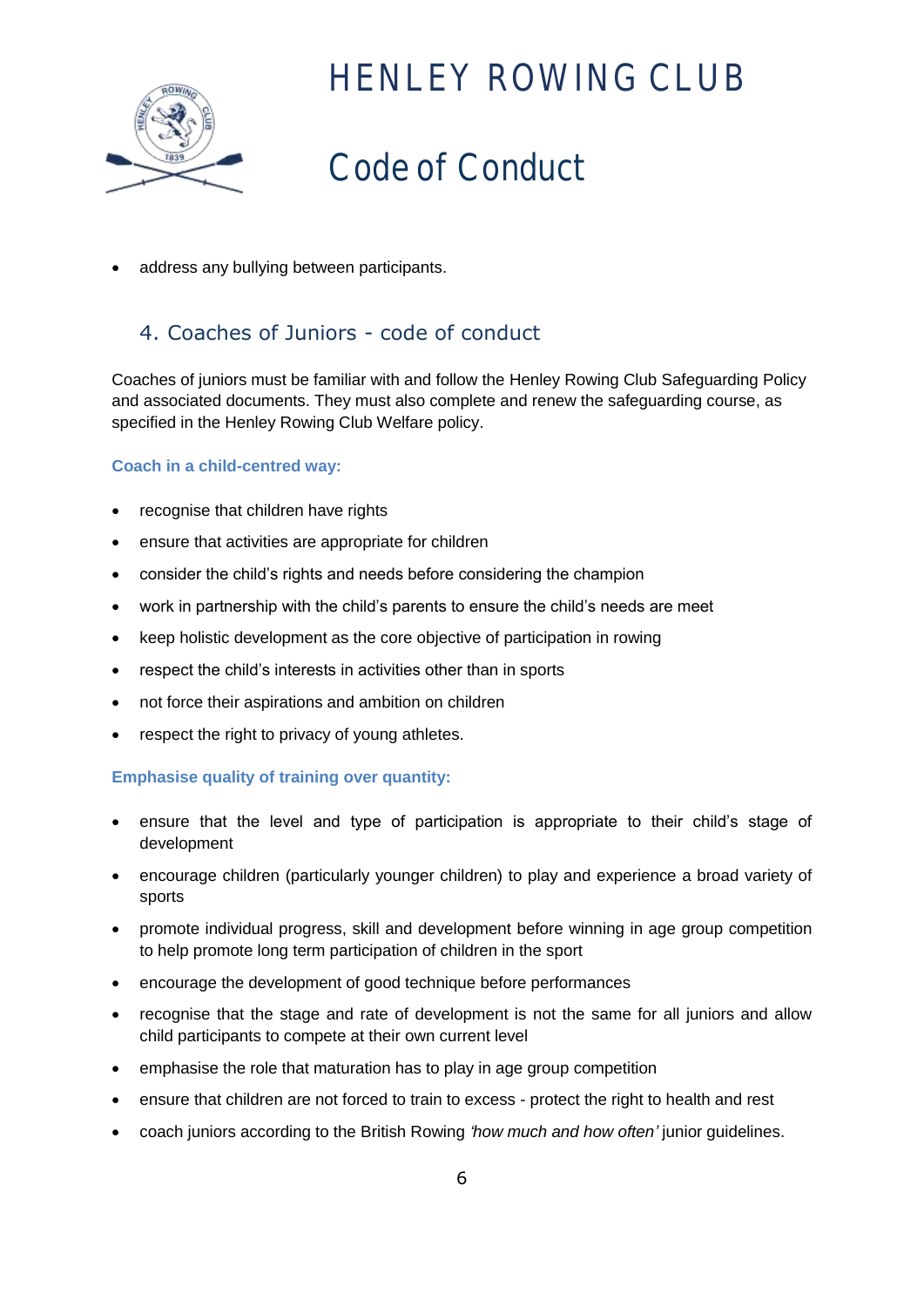- address any bullying between participants.

## 4. Coaches of Juniors - code of conduct

Coaches of juniors must be familiar with and follow the Henley Rowing Club Safeguarding Policy and associated documents. They must also complete and renew the safeguarding course, as specified in the Henley Rowing Club Welfare policy.

### Coach in a child-centred way:

- recognise that children have rights
- ensure that activities are appropriate for children
- consider the child's rights and needs before considering the champion
- work in partnership with the child's parents to ensure the child's needs are meet
- keep holistic development as the core objective of participation in rowing
- respect the child's interests in activities other than in sports
- not force their aspirations and ambition on children
- respect the right to privacy of young athletes.

### Emphasise quality of training over quantity:

- ensure that the level and type of participation is appropriate to their child's stage of development
- encourage children (particularly younger children) to play and experience a broad variety of sports
- promote individual progress, skill and development before winning in age group competition to help promote long term participation of children in the sport
- encourage the development of good technique before performances
- recognise that the stage and rate of development is not the same for all juniors and allow child participants to compete at their own current level
- emphasise the role that maturation has to play in age group competition
- ensure that children are not forced to train to excess - protect the right to health and rest
- coach juniors according to the British Rowing *'how much and how often'* junior guidelines.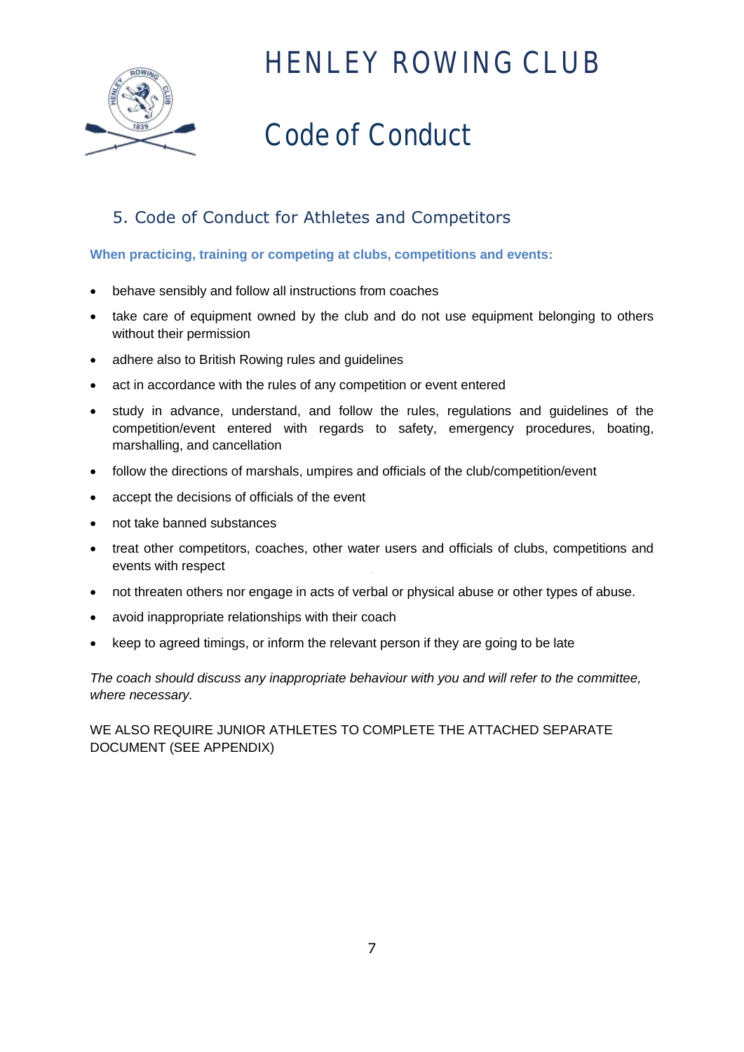# HENLEY ROWING CLUB

# Code of Conduct

## 5. Code of Conduct for Athletes and Competitors

**When practicing, training or competing at clubs, competitions and events:**

- behave sensibly and follow all instructions from coaches
- take care of equipment owned by the club and do not use equipment belonging to others without their permission
- adhere also to British Rowing rules and guidelines
- act in accordance with the rules of any competition or event entered
- study in advance, understand, and follow the rules, regulations and guidelines of the competition/event entered with regards to safety, emergency procedures, boating, marshalling, and cancellation
- follow the directions of marshals, umpires and officials of the club/competition/event
- accept the decisions of officials of the event
- not take banned substances
- treat other competitors, coaches, other water users and officials of clubs, competitions and events with respect
- not threaten others nor engage in acts of verbal or physical abuse or other types of abuse.
- avoid inappropriate relationships with their coach
- keep to agreed timings, or inform the relevant person if they are going to be late

*The coach should discuss any inappropriate behaviour with you and will refer to the committee, where necessary.*

WE ALSO REQUIRE JUNIOR ATHLETES TO COMPLETE THE ATTACHED SEPARATE DOCUMENT (SEE APPENDIX)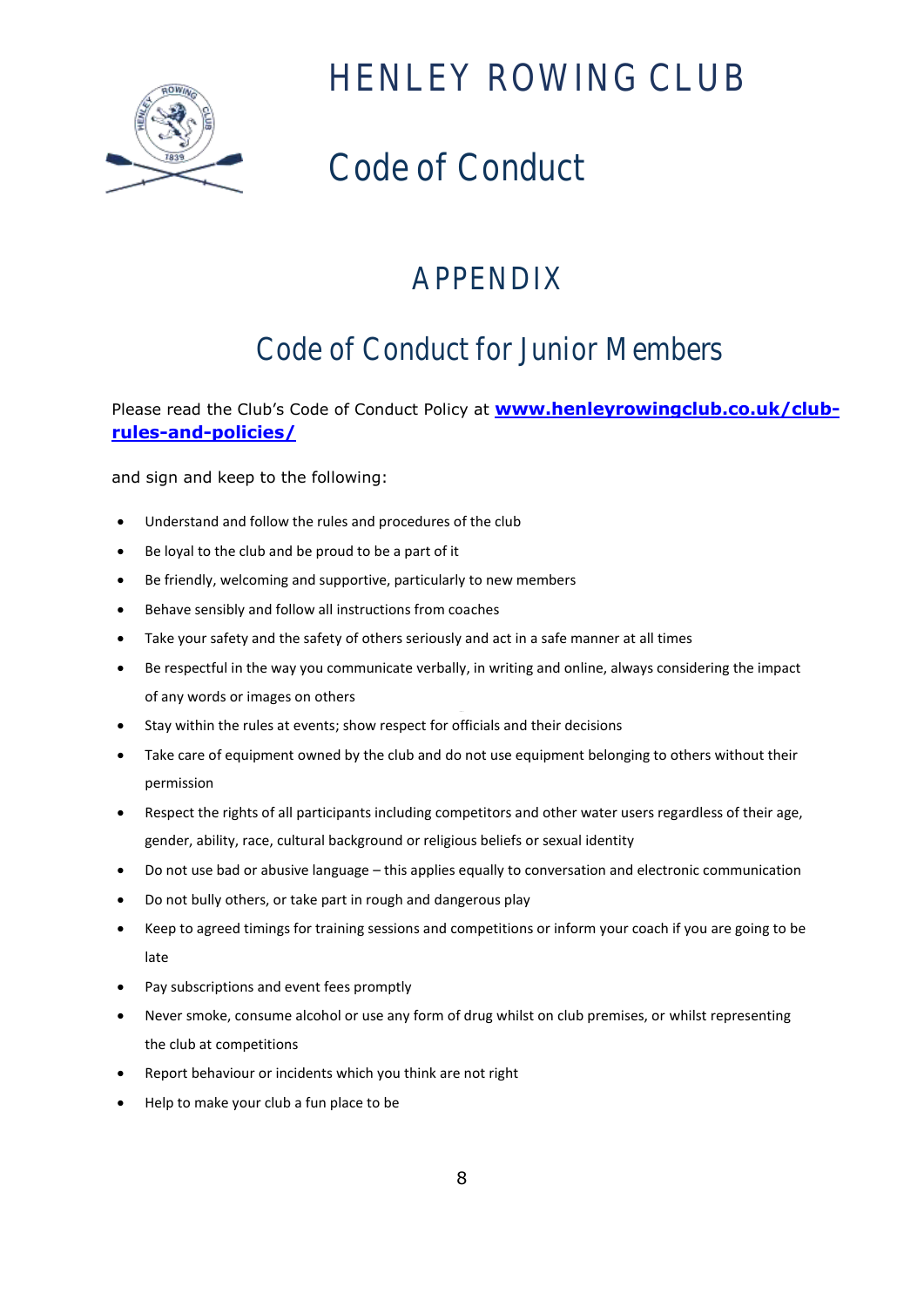# HENLEY ROWING CLUB

# Code of Conduct

## APPENDIX

## Code of Conduct for Junior Members

Please read the Club's Code of Conduct Policy at **[www.henleyrowingclub.co.uk/club-rules-and-policies/](http://www.henleyrowingclub.co.uk/club-rules-and-policies/)**

and sign and keep to the following:

- Understand and follow the rules and procedures of the club
- Be loyal to the club and be proud to be a part of it
- Be friendly, welcoming and supportive, particularly to new members
- Behave sensibly and follow all instructions from coaches
- Take your safety and the safety of others seriously and act in a safe manner at all times
- Be respectful in the way you communicate verbally, in writing and online, always considering the impact of any words or images on others
- Stay within the rules at events; show respect for officials and their decisions
- Take care of equipment owned by the club and do not use equipment belonging to others without their permission
- Respect the rights of all participants including competitors and other water users regardless of their age, gender, ability, race, cultural background or religious beliefs or sexual identity
- Do not use bad or abusive language – this applies equally to conversation and electronic communication
- Do not bully others, or take part in rough and dangerous play
- Keep to agreed timings for training sessions and competitions or inform your coach if you are going to be late
- Pay subscriptions and event fees promptly
- Never smoke, consume alcohol or use any form of drug whilst on club premises, or whilst representing the club at competitions
- Report behaviour or incidents which you think are not right
- Help to make your club a fun place to be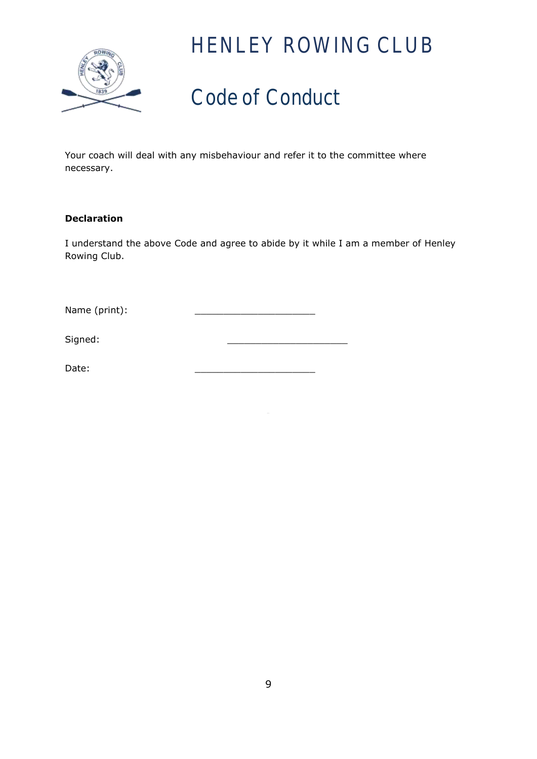# HENLEY ROWING CLUB

## Code of Conduct

Your coach will deal with any misbehaviour and refer it to the committee where necessary.

**Declaration**

I understand the above Code and agree to abide by it while I am a member of Henley Rowing Club.

Name (print): ______________________

Signed: ______________________

Date: ______________________